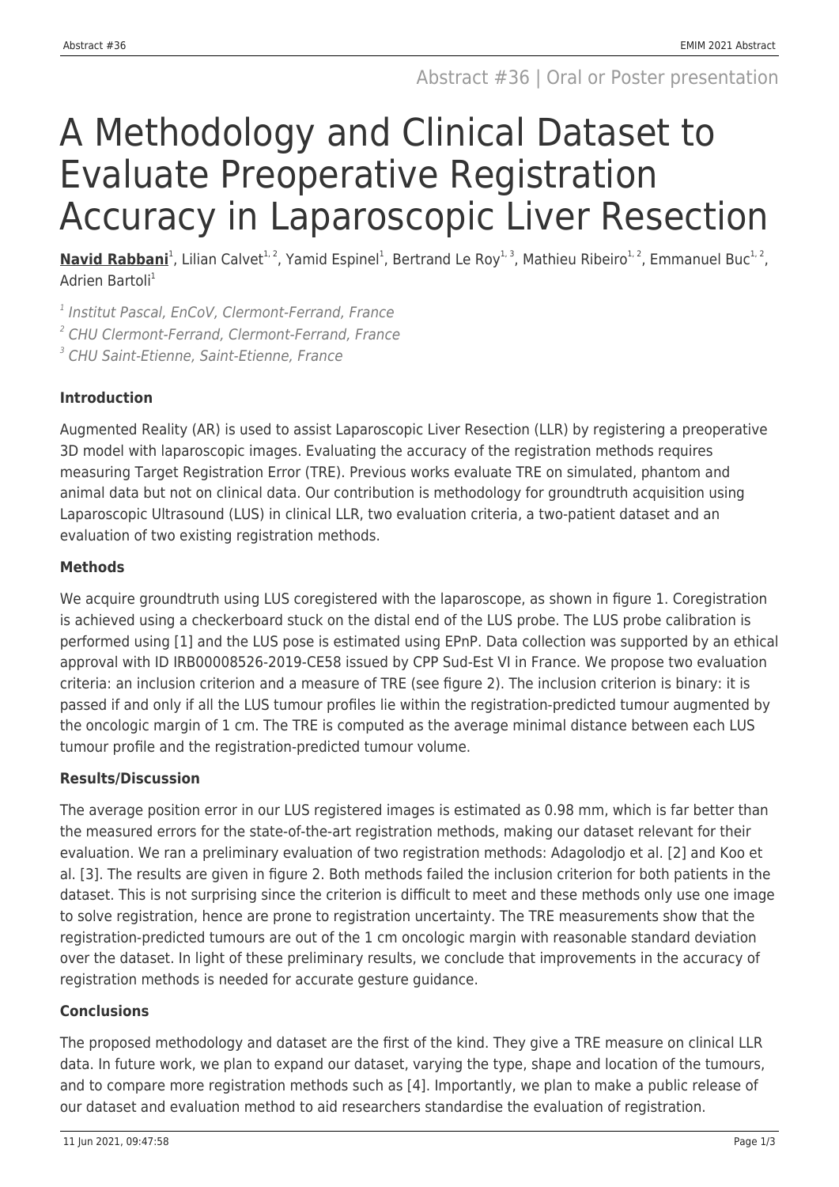Abstract #36 | Oral or Poster presentation

# A Methodology and Clinical Dataset to Evaluate Preoperative Registration Accuracy in Laparoscopic Liver Resection

**Navid Rabbani**[1], Lilian Calvet[1, 2], Yamid Espinel[1], Bertrand Le Roy[1, 3], Mathieu Ribeiro[1, 2], Emmanuel Buc[1, 2], Adrien Bartoli[1]

*[1] Institut Pascal, EnCoV, Clermont-Ferrand, France*

*[2] CHU Clermont-Ferrand, Clermont-Ferrand, France*

*[3] CHU Saint-Etienne, Saint-Etienne, France*

**Introduction**

Augmented Reality (AR) is used to assist Laparoscopic Liver Resection (LLR) by registering a preoperative 3D model with laparoscopic images. Evaluating the accuracy of the registration methods requires measuring Target Registration Error (TRE). Previous works evaluate TRE on simulated, phantom and animal data but not on clinical data. Our contribution is methodology for groundtruth acquisition using Laparoscopic Ultrasound (LUS) in clinical LLR, two evaluation criteria, a two-patient dataset and an evaluation of two existing registration methods.

**Methods**

We acquire groundtruth using LUS coregistered with the laparoscope, as shown in figure 1. Coregistration is achieved using a checkerboard stuck on the distal end of the LUS probe. The LUS probe calibration is performed using [1] and the LUS pose is estimated using EPnP. Data collection was supported by an ethical approval with ID IRB00008526-2019-CE58 issued by CPP Sud-Est VI in France. We propose two evaluation criteria: an inclusion criterion and a measure of TRE (see figure 2). The inclusion criterion is binary: it is passed if and only if all the LUS tumour profiles lie within the registration-predicted tumour augmented by the oncologic margin of 1 cm. The TRE is computed as the average minimal distance between each LUS tumour profile and the registration-predicted tumour volume.

**Results/Discussion**

The average position error in our LUS registered images is estimated as 0.98 mm, which is far better than the measured errors for the state-of-the-art registration methods, making our dataset relevant for their evaluation. We ran a preliminary evaluation of two registration methods: Adagolodjo et al. [2] and Koo et al. [3]. The results are given in figure 2. Both methods failed the inclusion criterion for both patients in the dataset. This is not surprising since the criterion is difficult to meet and these methods only use one image to solve registration, hence are prone to registration uncertainty. The TRE measurements show that the registration-predicted tumours are out of the 1 cm oncologic margin with reasonable standard deviation over the dataset. In light of these preliminary results, we conclude that improvements in the accuracy of registration methods is needed for accurate gesture guidance.

**Conclusions**

The proposed methodology and dataset are the first of the kind. They give a TRE measure on clinical LLR data. In future work, we plan to expand our dataset, varying the type, shape and location of the tumours, and to compare more registration methods such as [4]. Importantly, we plan to make a public release of our dataset and evaluation method to aid researchers standardise the evaluation of registration.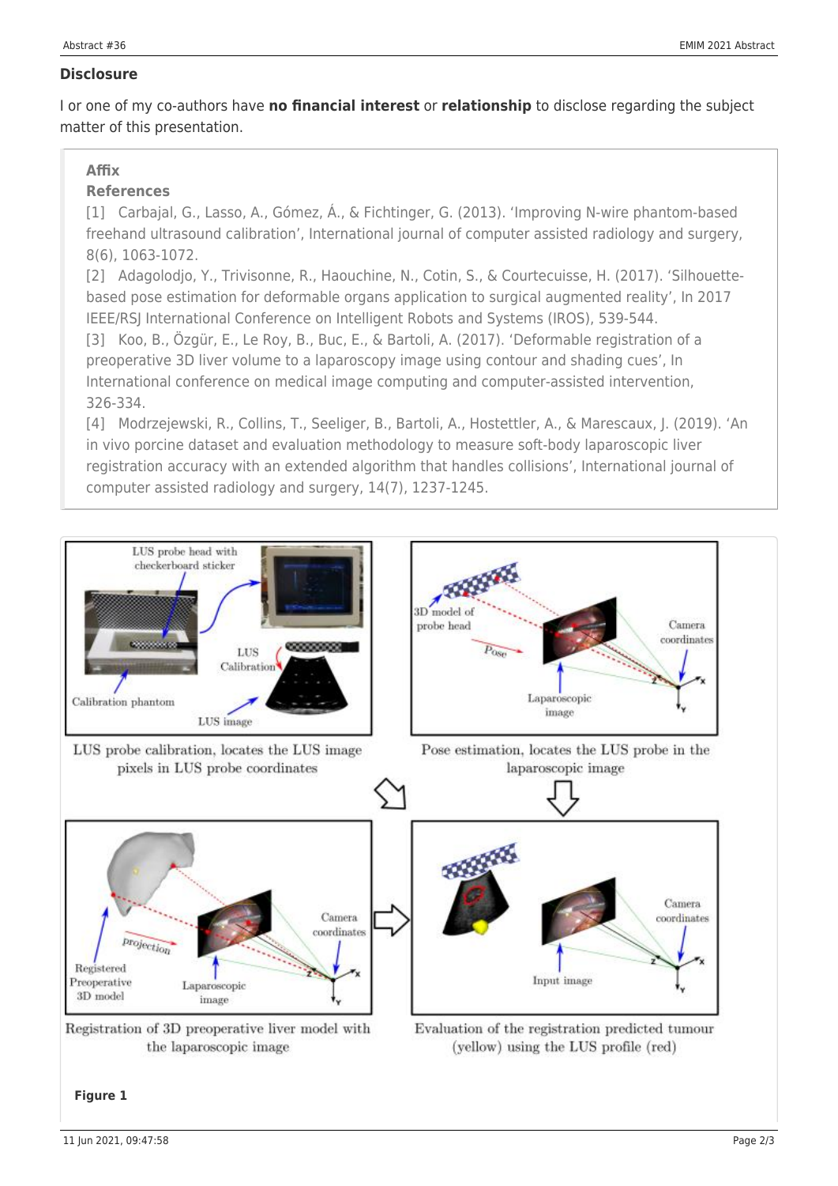## Disclosure

I or one of my co-authors have **no financial interest** or **relationship** to disclose regarding the subject matter of this presentation.

### Affix

### References

[1] Carbajal, G., Lasso, A., Gómez, Á., & Fichtinger, G. (2013). 'Improving N-wire phantom-based freehand ultrasound calibration', International journal of computer assisted radiology and surgery, 8(6), 1063-1072.

[2] Adagolodjo, Y., Trivisonne, R., Haouchine, N., Cotin, S., & Courtecuisse, H. (2017). 'Silhouette-based pose estimation for deformable organs application to surgical augmented reality', In 2017 IEEE/RSJ International Conference on Intelligent Robots and Systems (IROS), 539-544.

[3] Koo, B., Özgür, E., Le Roy, B., Buc, E., & Bartoli, A. (2017). 'Deformable registration of a preoperative 3D liver volume to a laparoscopy image using contour and shading cues', In International conference on medical image computing and computer-assisted intervention, 326-334.

[4] Modrzejewski, R., Collins, T., Seeliger, B., Bartoli, A., Hostettler, A., & Marescaux, J. (2019). 'An in vivo porcine dataset and evaluation methodology to measure soft-body laparoscopic liver registration accuracy with an extended algorithm that handles collisions', International journal of computer assisted radiology and surgery, 14(7), 1237-1245.

LUS probe calibration, locates the LUS image pixels in LUS probe coordinates

Pose estimation, locates the LUS probe in the laparoscopic image

Registration of 3D preoperative liver model with the laparoscopic image

Evaluation of the registration predicted tumour (yellow) using the LUS profile (red)

**Figure 1**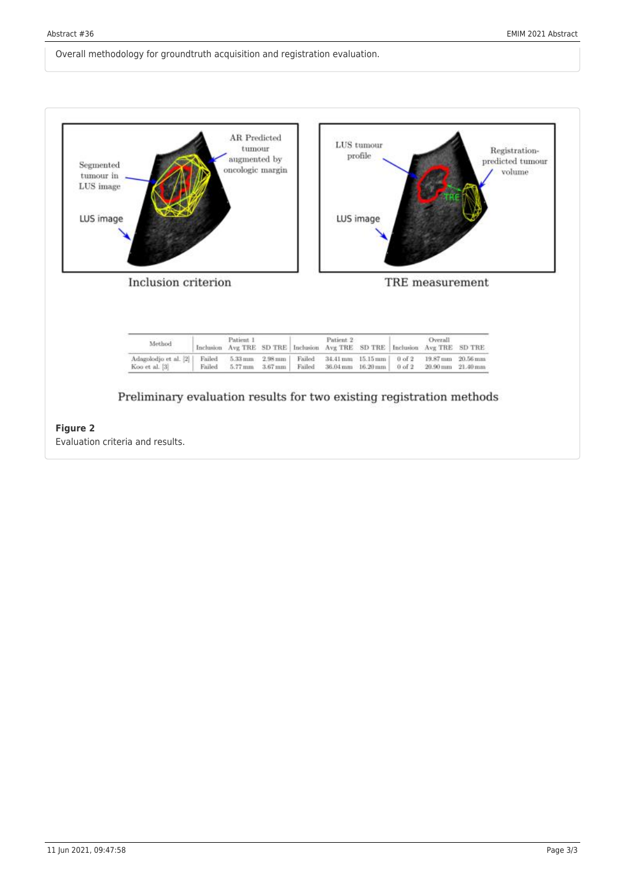Overall methodology for groundtruth acquisition and registration evaluation.

AR Predicted tumour augmented by oncologic margin

Segmented tumour in LUS image

LUS image

Inclusion criterion

LUS tumour profile

Registration-predicted tumour volume

TRE

LUS image

TRE measurement

| Method | Patient 1 | | | Patient 2 | | | Overall | | |
|---|---|---|---|---|---|---|---|---|---|
| | Inclusion | Avg TRE | SD TRE | Inclusion | Avg TRE | SD TRE | Inclusion | Avg TRE | SD TRE |
| Adagolodjo et al. [2] | Failed | 5.33 mm | 2.98 mm | Failed | 34.41 mm | 15.15 mm | 0 of 2 | 19.87 mm | 20.56 mm |
| Koo et al. [3] | Failed | 5.77 mm | 3.67 mm | Failed | 36.04 mm | 16.20 mm | 0 of 2 | 20.90 mm | 21.40 mm |

Preliminary evaluation results for two existing registration methods

**Figure 2**

Evaluation criteria and results.